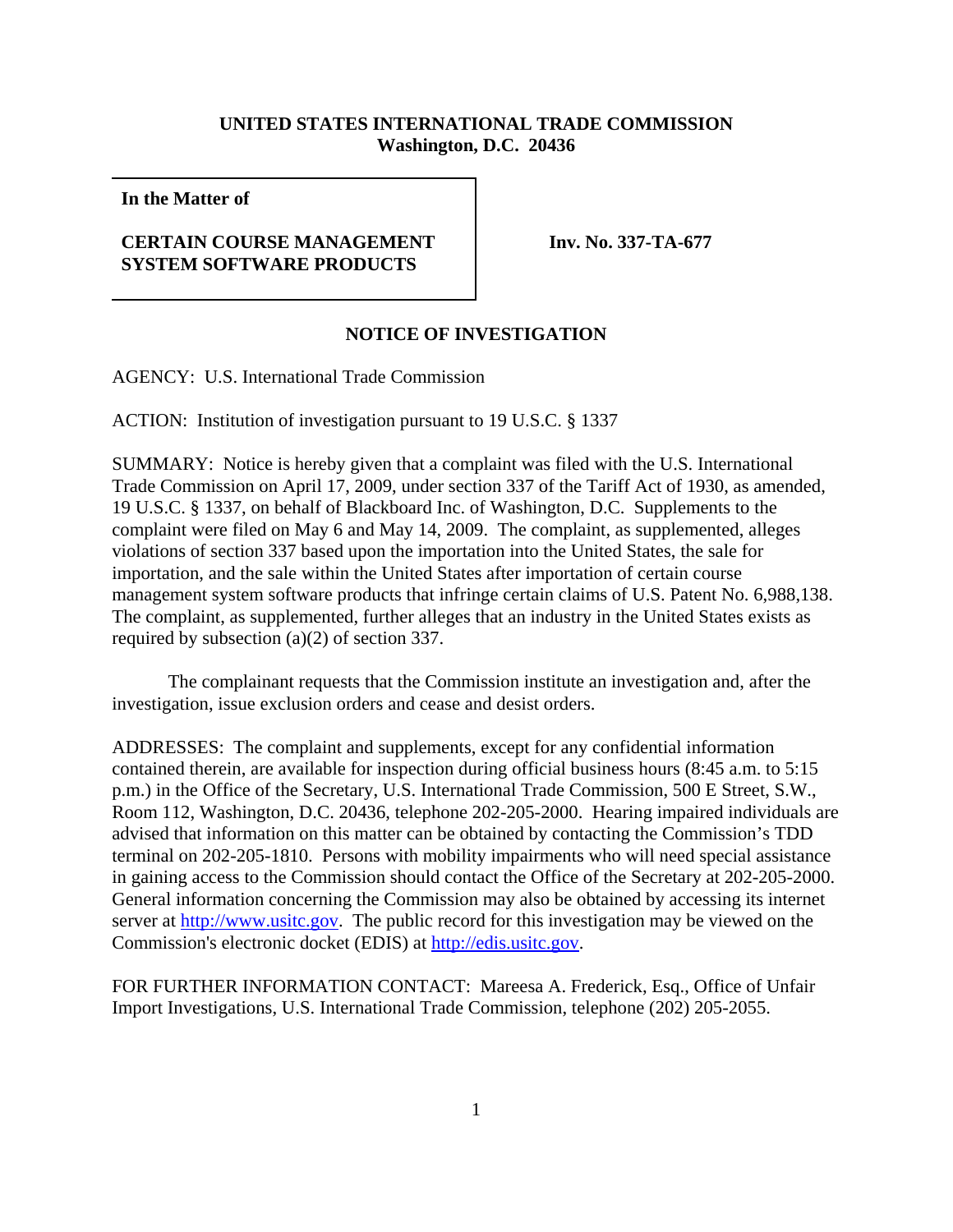**UNITED STATES INTERNATIONAL TRADE COMMISSION**
**Washington, D.C. 20436**

| In the Matter of | |
|---|---|
| **CERTAIN COURSE MANAGEMENT SYSTEM SOFTWARE PRODUCTS** | **Inv. No. 337-TA-677** |

## NOTICE OF INVESTIGATION

AGENCY: U.S. International Trade Commission

ACTION: Institution of investigation pursuant to 19 U.S.C. § 1337

SUMMARY: Notice is hereby given that a complaint was filed with the U.S. International Trade Commission on April 17, 2009, under section 337 of the Tariff Act of 1930, as amended, 19 U.S.C. § 1337, on behalf of Blackboard Inc. of Washington, D.C. Supplements to the complaint were filed on May 6 and May 14, 2009. The complaint, as supplemented, alleges violations of section 337 based upon the importation into the United States, the sale for importation, and the sale within the United States after importation of certain course management system software products that infringe certain claims of U.S. Patent No. 6,988,138. The complaint, as supplemented, further alleges that an industry in the United States exists as required by subsection (a)(2) of section 337.

The complainant requests that the Commission institute an investigation and, after the investigation, issue exclusion orders and cease and desist orders.

ADDRESSES: The complaint and supplements, except for any confidential information contained therein, are available for inspection during official business hours (8:45 a.m. to 5:15 p.m.) in the Office of the Secretary, U.S. International Trade Commission, 500 E Street, S.W., Room 112, Washington, D.C. 20436, telephone 202-205-2000. Hearing impaired individuals are advised that information on this matter can be obtained by contacting the Commission's TDD terminal on 202-205-1810. Persons with mobility impairments who will need special assistance in gaining access to the Commission should contact the Office of the Secretary at 202-205-2000. General information concerning the Commission may also be obtained by accessing its internet server at http://www.usitc.gov. The public record for this investigation may be viewed on the Commission's electronic docket (EDIS) at http://edis.usitc.gov.

FOR FURTHER INFORMATION CONTACT: Mareesa A. Frederick, Esq., Office of Unfair Import Investigations, U.S. International Trade Commission, telephone (202) 205-2055.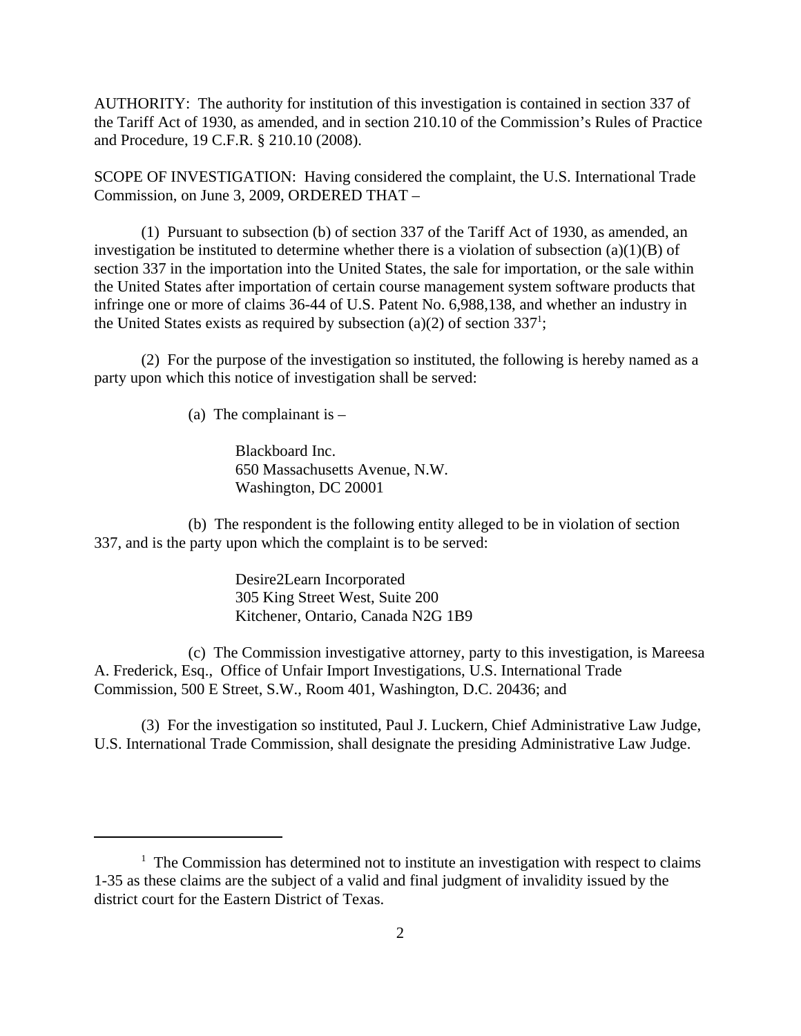AUTHORITY: The authority for institution of this investigation is contained in section 337 of the Tariff Act of 1930, as amended, and in section 210.10 of the Commission's Rules of Practice and Procedure, 19 C.F.R. § 210.10 (2008).

SCOPE OF INVESTIGATION: Having considered the complaint, the U.S. International Trade Commission, on June 3, 2009, ORDERED THAT –

(1) Pursuant to subsection (b) of section 337 of the Tariff Act of 1930, as amended, an investigation be instituted to determine whether there is a violation of subsection (a)(1)(B) of section 337 in the importation into the United States, the sale for importation, or the sale within the United States after importation of certain course management system software products that infringe one or more of claims 36-44 of U.S. Patent No. 6,988,138, and whether an industry in the United States exists as required by subsection (a)(2) of section 337[1];

(2) For the purpose of the investigation so instituted, the following is hereby named as a party upon which this notice of investigation shall be served:

(a) The complainant is –

Blackboard Inc.
650 Massachusetts Avenue, N.W.
Washington, DC 20001

(b) The respondent is the following entity alleged to be in violation of section 337, and is the party upon which the complaint is to be served:

Desire2Learn Incorporated
305 King Street West, Suite 200
Kitchener, Ontario, Canada N2G 1B9

(c) The Commission investigative attorney, party to this investigation, is Mareesa A. Frederick, Esq., Office of Unfair Import Investigations, U.S. International Trade Commission, 500 E Street, S.W., Room 401, Washington, D.C. 20436; and

(3) For the investigation so instituted, Paul J. Luckern, Chief Administrative Law Judge, U.S. International Trade Commission, shall designate the presiding Administrative Law Judge.

---

[1] The Commission has determined not to institute an investigation with respect to claims 1-35 as these claims are the subject of a valid and final judgment of invalidity issued by the district court for the Eastern District of Texas.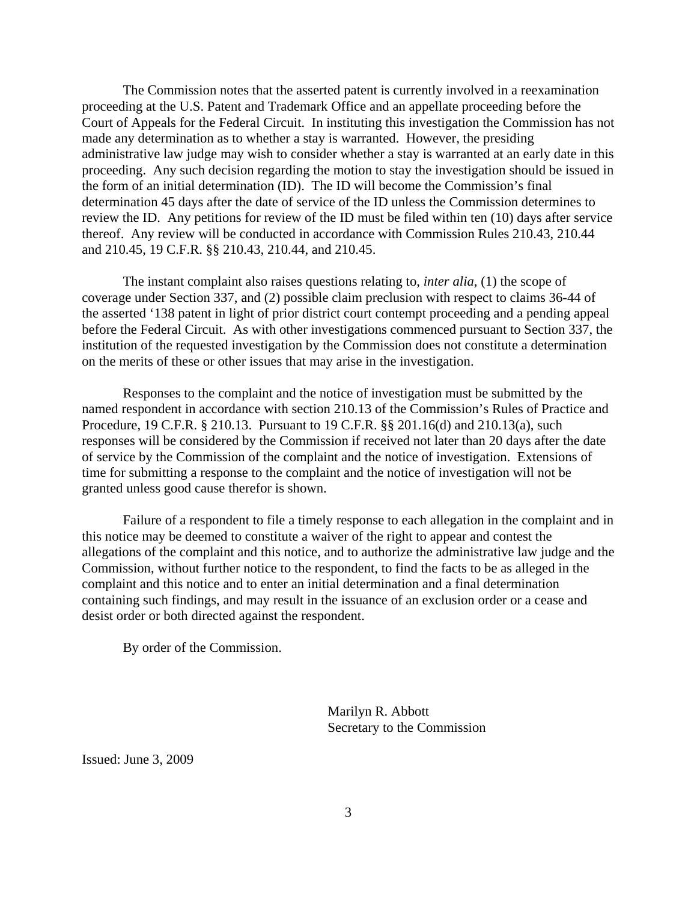The Commission notes that the asserted patent is currently involved in a reexamination proceeding at the U.S. Patent and Trademark Office and an appellate proceeding before the Court of Appeals for the Federal Circuit. In instituting this investigation the Commission has not made any determination as to whether a stay is warranted. However, the presiding administrative law judge may wish to consider whether a stay is warranted at an early date in this proceeding. Any such decision regarding the motion to stay the investigation should be issued in the form of an initial determination (ID). The ID will become the Commission's final determination 45 days after the date of service of the ID unless the Commission determines to review the ID. Any petitions for review of the ID must be filed within ten (10) days after service thereof. Any review will be conducted in accordance with Commission Rules 210.43, 210.44 and 210.45, 19 C.F.R. §§ 210.43, 210.44, and 210.45.

The instant complaint also raises questions relating to, *inter alia*, (1) the scope of coverage under Section 337, and (2) possible claim preclusion with respect to claims 36-44 of the asserted '138 patent in light of prior district court contempt proceeding and a pending appeal before the Federal Circuit. As with other investigations commenced pursuant to Section 337, the institution of the requested investigation by the Commission does not constitute a determination on the merits of these or other issues that may arise in the investigation.

Responses to the complaint and the notice of investigation must be submitted by the named respondent in accordance with section 210.13 of the Commission's Rules of Practice and Procedure, 19 C.F.R. § 210.13. Pursuant to 19 C.F.R. §§ 201.16(d) and 210.13(a), such responses will be considered by the Commission if received not later than 20 days after the date of service by the Commission of the complaint and the notice of investigation. Extensions of time for submitting a response to the complaint and the notice of investigation will not be granted unless good cause therefor is shown.

Failure of a respondent to file a timely response to each allegation in the complaint and in this notice may be deemed to constitute a waiver of the right to appear and contest the allegations of the complaint and this notice, and to authorize the administrative law judge and the Commission, without further notice to the respondent, to find the facts to be as alleged in the complaint and this notice and to enter an initial determination and a final determination containing such findings, and may result in the issuance of an exclusion order or a cease and desist order or both directed against the respondent.

By order of the Commission.

Marilyn R. Abbott
Secretary to the Commission

Issued: June 3, 2009